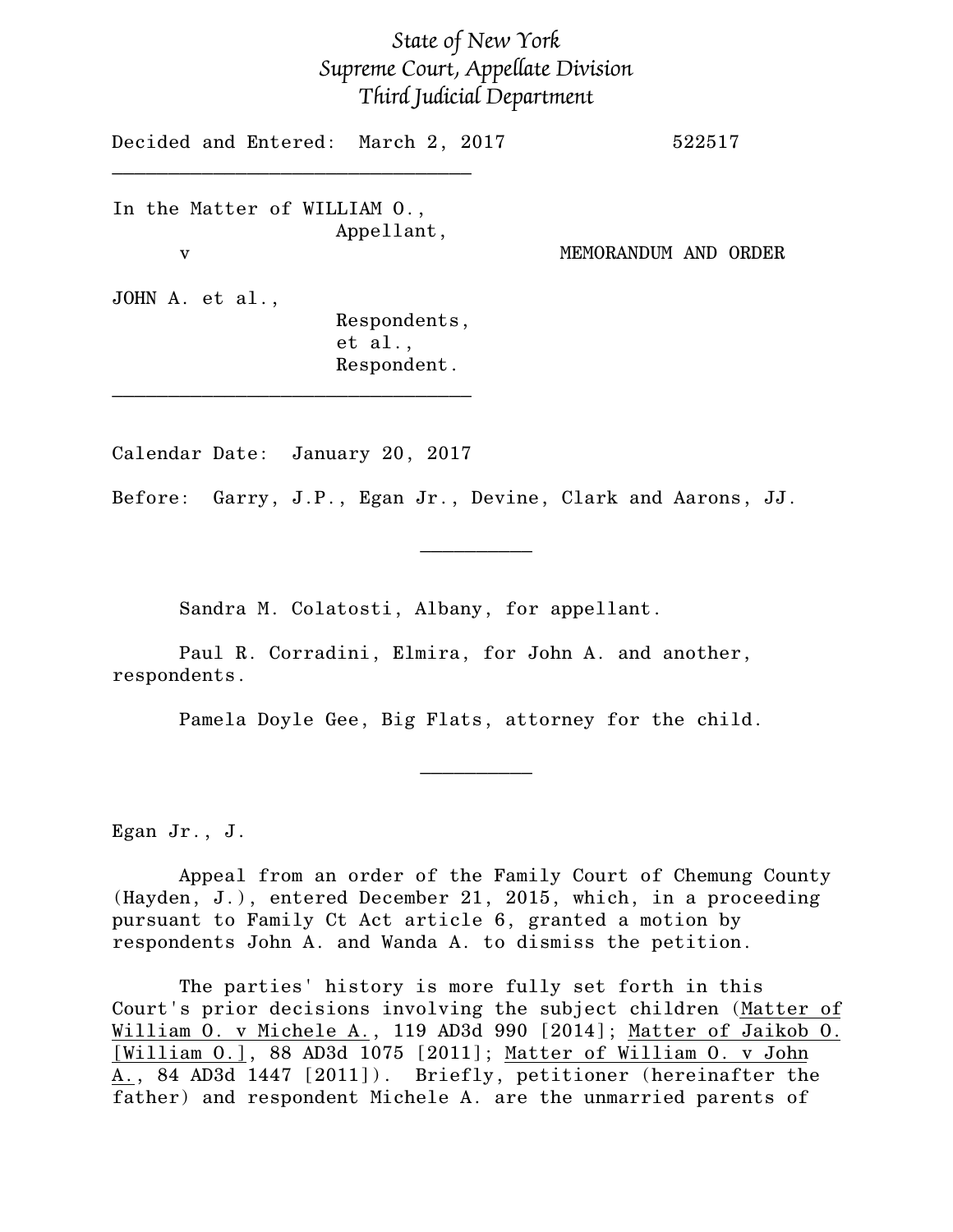*State of New York*
*Supreme Court, Appellate Division*
*Third Judicial Department*

Decided and Entered: March 2, 2017 522517

---

In the Matter of WILLIAM O.,
Appellant,
v MEMORANDUM AND ORDER

JOHN A. et al.,
Respondents,
et al.,
Respondent.

---

Calendar Date: January 20, 2017

Before: Garry, J.P., Egan Jr., Devine, Clark and Aarons, JJ.

---

Sandra M. Colatosti, Albany, for appellant.

Paul R. Corradini, Elmira, for John A. and another, respondents.

Pamela Doyle Gee, Big Flats, attorney for the child.

---

Egan Jr., J.

Appeal from an order of the Family Court of Chemung County (Hayden, J.), entered December 21, 2015, which, in a proceeding pursuant to Family Ct Act article 6, granted a motion by respondents John A. and Wanda A. to dismiss the petition.

The parties' history is more fully set forth in this Court's prior decisions involving the subject children (Matter of William O. v Michele A., 119 AD3d 990 [2014]; Matter of Jaikob O. [William O.], 88 AD3d 1075 [2011]; Matter of William O. v John A., 84 AD3d 1447 [2011]). Briefly, petitioner (hereinafter the father) and respondent Michele A. are the unmarried parents of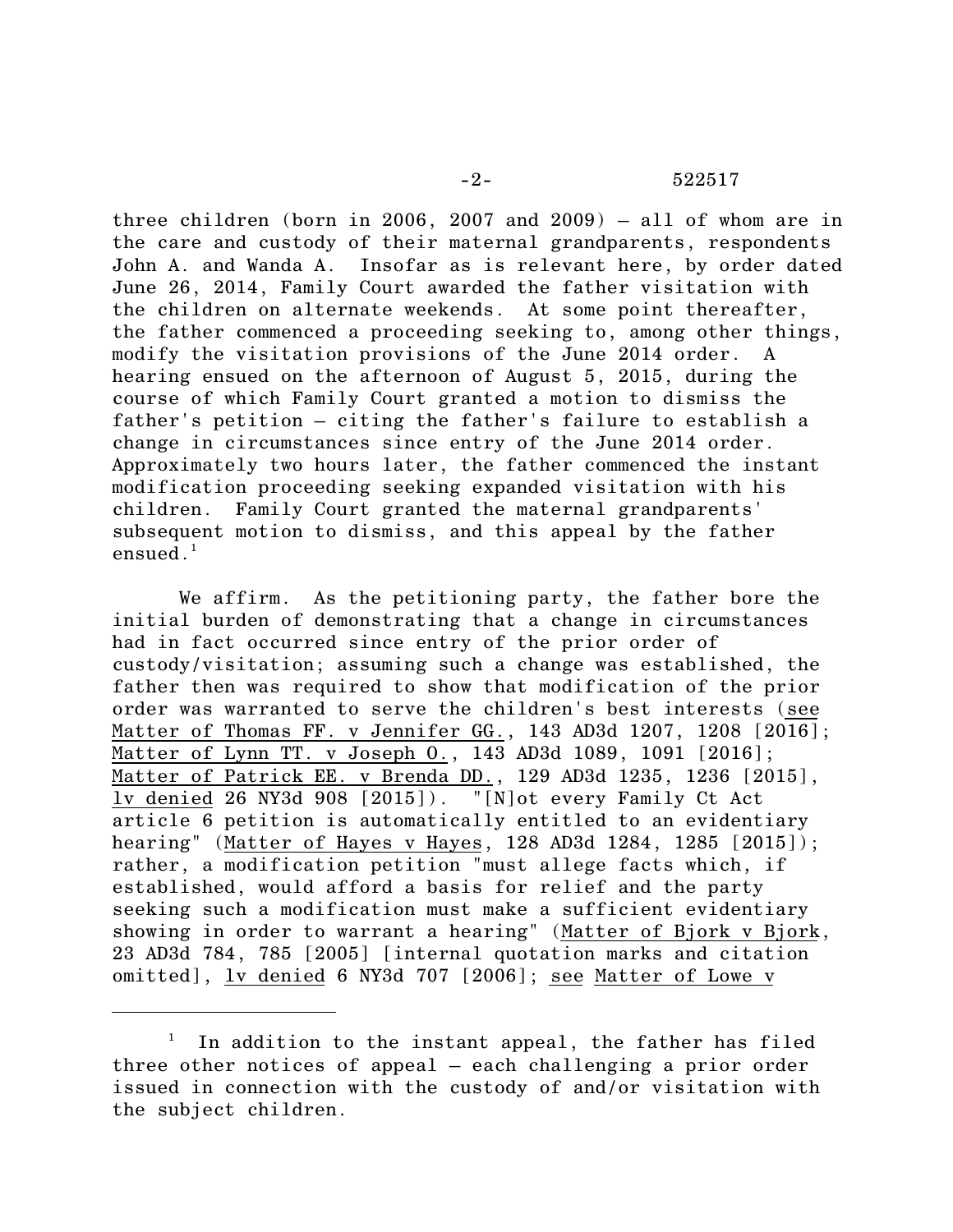three children (born in 2006, 2007 and 2009) – all of whom are in the care and custody of their maternal grandparents, respondents John A. and Wanda A. Insofar as is relevant here, by order dated June 26, 2014, Family Court awarded the father visitation with the children on alternate weekends. At some point thereafter, the father commenced a proceeding seeking to, among other things, modify the visitation provisions of the June 2014 order. A hearing ensued on the afternoon of August 5, 2015, during the course of which Family Court granted a motion to dismiss the father's petition – citing the father's failure to establish a change in circumstances since entry of the June 2014 order. Approximately two hours later, the father commenced the instant modification proceeding seeking expanded visitation with his children. Family Court granted the maternal grandparents' subsequent motion to dismiss, and this appeal by the father ensued.[1]

We affirm. As the petitioning party, the father bore the initial burden of demonstrating that a change in circumstances had in fact occurred since entry of the prior order of custody/visitation; assuming such a change was established, the father then was required to show that modification of the prior order was warranted to serve the children's best interests (see Matter of Thomas FF. v Jennifer GG., 143 AD3d 1207, 1208 [2016]; Matter of Lynn TT. v Joseph O., 143 AD3d 1089, 1091 [2016]; Matter of Patrick EE. v Brenda DD., 129 AD3d 1235, 1236 [2015], lv denied 26 NY3d 908 [2015]). "[N]ot every Family Ct Act article 6 petition is automatically entitled to an evidentiary hearing" (Matter of Hayes v Hayes, 128 AD3d 1284, 1285 [2015]); rather, a modification petition "must allege facts which, if established, would afford a basis for relief and the party seeking such a modification must make a sufficient evidentiary showing in order to warrant a hearing" (Matter of Bjork v Bjork, 23 AD3d 784, 785 [2005] [internal quotation marks and citation omitted], lv denied 6 NY3d 707 [2006]; see Matter of Lowe v

---

[1] In addition to the instant appeal, the father has filed three other notices of appeal – each challenging a prior order issued in connection with the custody of and/or visitation with the subject children.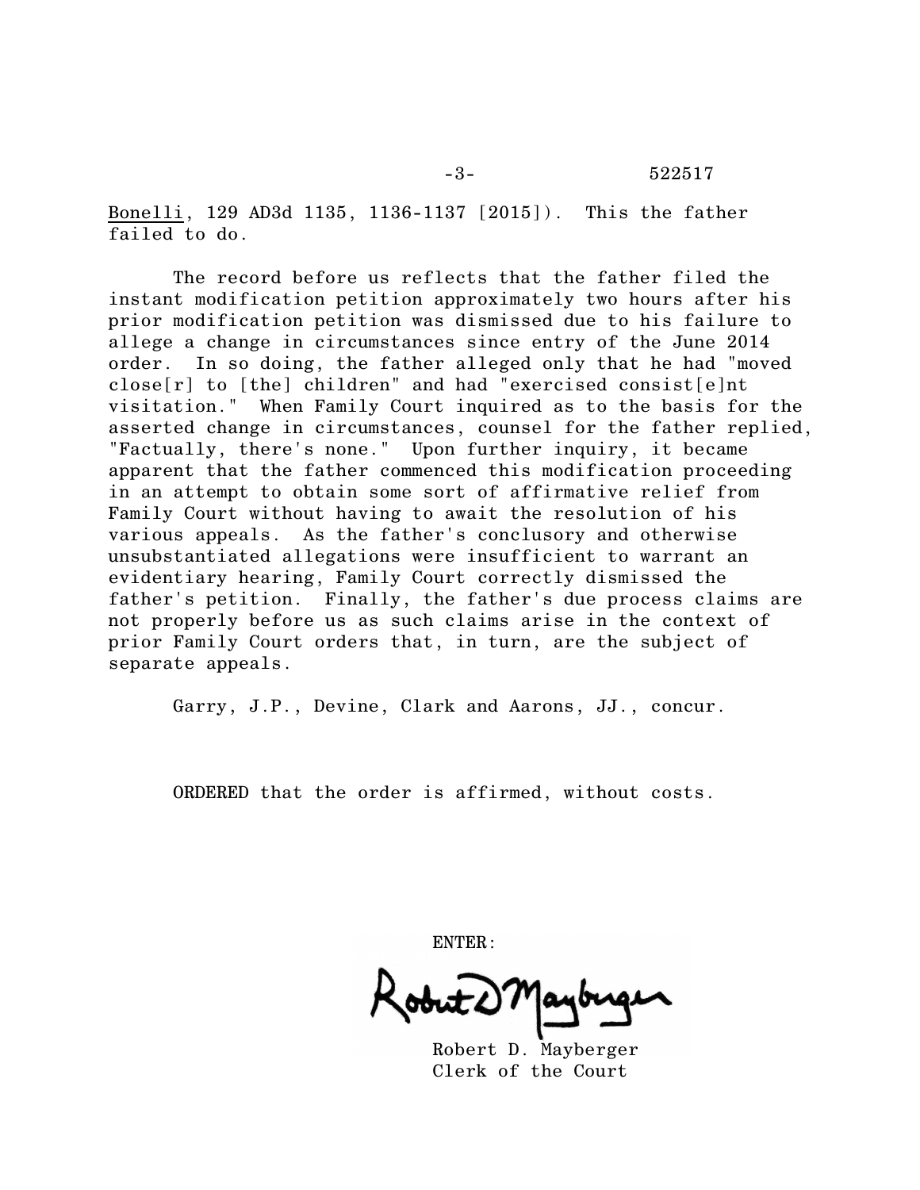Bonelli, 129 AD3d 1135, 1136-1137 [2015]). This the father failed to do.

The record before us reflects that the father filed the instant modification petition approximately two hours after his prior modification petition was dismissed due to his failure to allege a change in circumstances since entry of the June 2014 order. In so doing, the father alleged only that he had "moved close[r] to [the] children" and had "exercised consist[e]nt visitation." When Family Court inquired as to the basis for the asserted change in circumstances, counsel for the father replied, "Factually, there's none." Upon further inquiry, it became apparent that the father commenced this modification proceeding in an attempt to obtain some sort of affirmative relief from Family Court without having to await the resolution of his various appeals. As the father's conclusory and otherwise unsubstantiated allegations were insufficient to warrant an evidentiary hearing, Family Court correctly dismissed the father's petition. Finally, the father's due process claims are not properly before us as such claims arise in the context of prior Family Court orders that, in turn, are the subject of separate appeals.

Garry, J.P., Devine, Clark and Aarons, JJ., concur.

ORDERED that the order is affirmed, without costs.

ENTER:

Robert D. Mayberger
Clerk of the Court